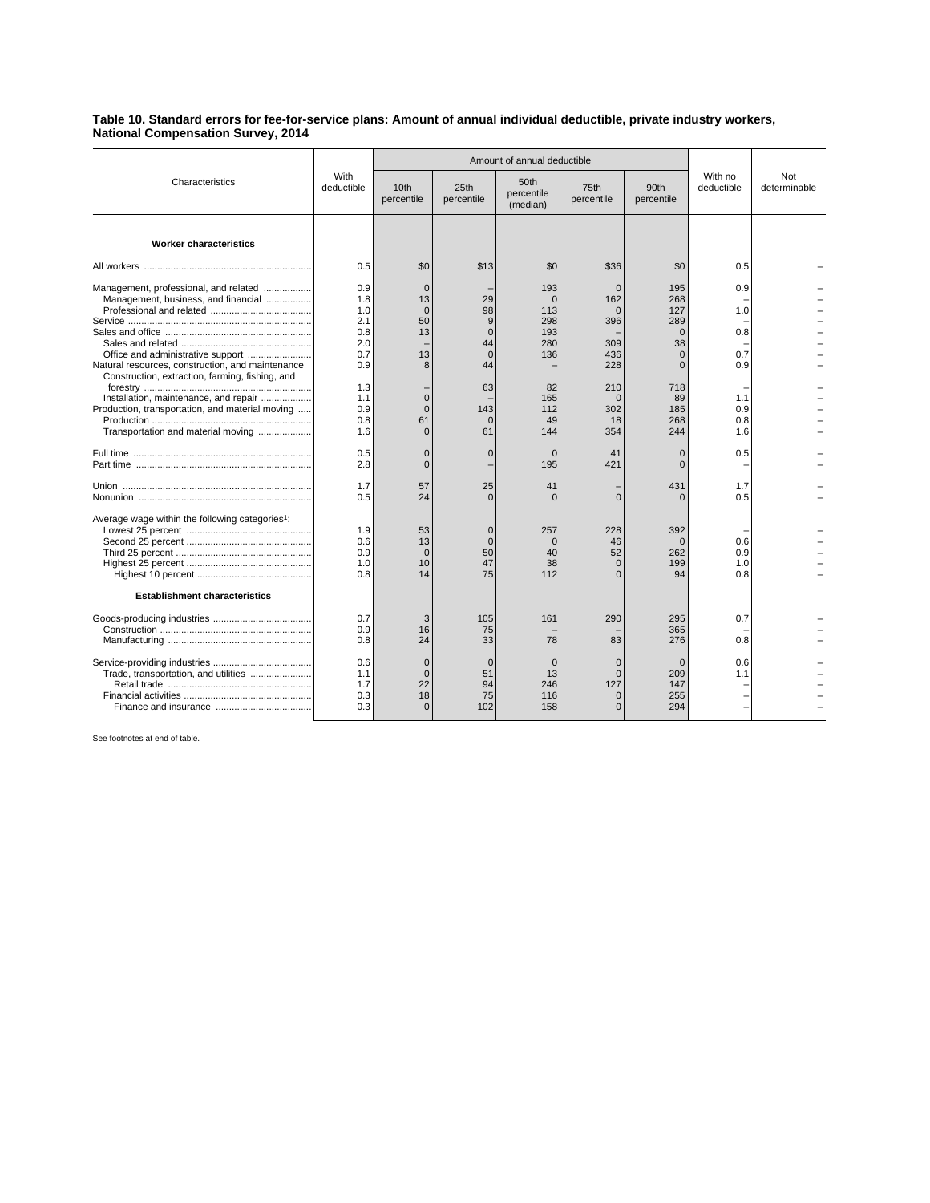**Table 10. Standard errors for fee-for-service plans: Amount of annual individual deductible, private industry workers, National Compensation Survey, 2014**

| Characteristics | With deductible | Amount of annual deductible | | | | | With no deductible | Not determinable |
|---|---|---|---|---|---|---|---|---|
| | | 10th percentile | 25th percentile | 50th percentile (median) | 75th percentile | 90th percentile | | |
| **Worker characteristics** | | | | | | | | |
| All workers | 0.5 | $0 | $13 | $0 | $36 | $0 | 0.5 | – |
| Management, professional, and related | 0.9 | 0 | – | 193 | 0 | 195 | 0.9 | – |
| Management, business, and financial | 1.8 | 13 | 29 | 0 | 162 | 268 | – | – |
| Professional and related | 1.0 | 0 | 98 | 113 | 0 | 127 | 1.0 | – |
| Service | 2.1 | 50 | 9 | 298 | 396 | 289 | – | – |
| Sales and office | 0.8 | 13 | 0 | 193 | – | 0 | 0.8 | – |
| Sales and related | 2.0 | – | 44 | 280 | 309 | 38 | – | – |
| Office and administrative support | 0.7 | 13 | 0 | 136 | 436 | 0 | 0.7 | – |
| Natural resources, construction, and maintenance | 0.9 | 8 | 44 | – | 228 | 0 | 0.9 | – |
| Construction, extraction, farming, fishing, and forestry | 1.3 | – | 63 | 82 | 210 | 718 | – | – |
| Installation, maintenance, and repair | 1.1 | 0 | – | 165 | 0 | 89 | 1.1 | – |
| Production, transportation, and material moving | 0.9 | 0 | 143 | 112 | 302 | 185 | 0.9 | – |
| Production | 0.8 | 61 | 0 | 49 | 18 | 268 | 0.8 | – |
| Transportation and material moving | 1.6 | 0 | 61 | 144 | 354 | 244 | 1.6 | – |
| Full time | 0.5 | 0 | 0 | 0 | 41 | 0 | 0.5 | – |
| Part time | 2.8 | 0 | – | 195 | 421 | 0 | – | – |
| Union | 1.7 | 57 | 25 | 41 | – | 431 | 1.7 | – |
| Nonunion | 0.5 | 24 | 0 | 0 | 0 | 0 | 0.5 | – |
| Average wage within the following categories[1]: | | | | | | | | |
| Lowest 25 percent | 1.9 | 53 | 0 | 257 | 228 | 392 | – | – |
| Second 25 percent | 0.6 | 13 | 0 | 0 | 46 | 0 | 0.6 | – |
| Third 25 percent | 0.9 | 0 | 50 | 40 | 52 | 262 | 0.9 | – |
| Highest 25 percent | 1.0 | 10 | 47 | 38 | 0 | 199 | 1.0 | – |
| Highest 10 percent | 0.8 | 14 | 75 | 112 | 0 | 94 | 0.8 | – |
| **Establishment characteristics** | | | | | | | | |
| Goods-producing industries | 0.7 | 3 | 105 | 161 | 290 | 295 | 0.7 | – |
| Construction | 0.9 | 16 | 75 | – | – | 365 | – | – |
| Manufacturing | 0.8 | 24 | 33 | 78 | 83 | 276 | 0.8 | – |
| Service-providing industries | 0.6 | 0 | 0 | 0 | 0 | 0 | 0.6 | – |
| Trade, transportation, and utilities | 1.1 | 0 | 51 | 13 | 0 | 209 | 1.1 | – |
| Retail trade | 1.7 | 22 | 94 | 246 | 127 | 147 | – | – |
| Financial activities | 0.3 | 18 | 75 | 116 | 0 | 255 | – | – |
| Finance and insurance | 0.3 | 0 | 102 | 158 | 0 | 294 | – | – |

See footnotes at end of table.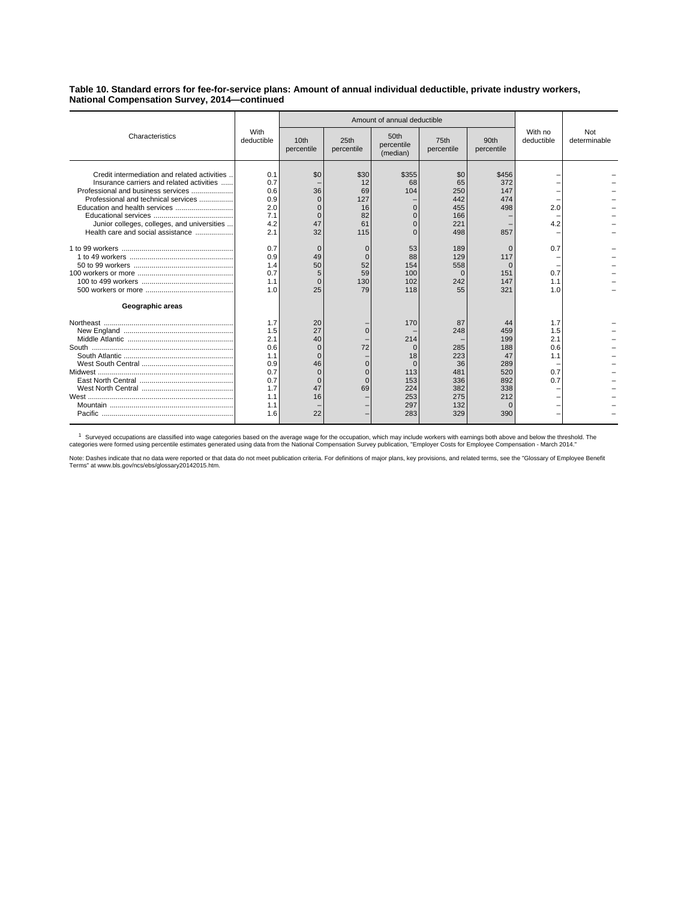**Table 10. Standard errors for fee-for-service plans: Amount of annual individual deductible, private industry workers, National Compensation Survey, 2014—continued**

| Characteristics | With deductible | Amount of annual deductible | | | | | With no deductible | Not determinable |
|---|---|---|---|---|---|---|---|---|
| | | 10th percentile | 25th percentile | 50th percentile (median) | 75th percentile | 90th percentile | | |
| Credit intermediation and related activities | 0.1 | $0 | $30 | $355 | $0 | $456 | – | – |
| Insurance carriers and related activities | 0.7 | – | 12 | 68 | 65 | 372 | – | – |
| Professional and business services | 0.6 | 36 | 69 | 104 | 250 | 147 | – | – |
| Professional and technical services | 0.9 | 0 | 127 | – | 442 | 474 | – | – |
| Education and health services | 2.0 | 0 | 16 | 0 | 455 | 498 | 2.0 | – |
| Educational services | 7.1 | 0 | 82 | 0 | 166 | – | – | – |
| Junior colleges, colleges, and universities | 4.2 | 47 | 61 | 0 | 221 | – | 4.2 | – |
| Health care and social assistance | 2.1 | 32 | 115 | 0 | 498 | 857 | – | – |
| 1 to 99 workers | 0.7 | 0 | 0 | 53 | 189 | 0 | 0.7 | – |
| 1 to 49 workers | 0.9 | 49 | 0 | 88 | 129 | 117 | – | – |
| 50 to 99 workers | 1.4 | 50 | 52 | 154 | 558 | 0 | – | – |
| 100 workers or more | 0.7 | 5 | 59 | 100 | 0 | 151 | 0.7 | – |
| 100 to 499 workers | 1.1 | 0 | 130 | 102 | 242 | 147 | 1.1 | – |
| 500 workers or more | 1.0 | 25 | 79 | 118 | 55 | 321 | 1.0 | – |
| **Geographic areas** | | | | | | | | |
| Northeast | 1.7 | 20 | – | 170 | 87 | 44 | 1.7 | – |
| New England | 1.5 | 27 | 0 | – | 248 | 459 | 1.5 | – |
| Middle Atlantic | 2.1 | 40 | – | 214 | – | 199 | 2.1 | – |
| South | 0.6 | 0 | 72 | 0 | 285 | 188 | 0.6 | – |
| South Atlantic | 1.1 | 0 | – | 18 | 223 | 47 | 1.1 | – |
| West South Central | 0.9 | 46 | 0 | 0 | 36 | 289 | – | – |
| Midwest | 0.7 | 0 | 0 | 113 | 481 | 520 | 0.7 | – |
| East North Central | 0.7 | 0 | 0 | 153 | 336 | 892 | 0.7 | – |
| West North Central | 1.7 | 47 | 69 | 224 | 382 | 338 | – | – |
| West | 1.1 | 16 | – | 253 | 275 | 212 | – | – |
| Mountain | 1.1 | – | – | 297 | 132 | 0 | – | – |
| Pacific | 1.6 | 22 | – | 283 | 329 | 390 | – | – |

[1] Surveyed occupations are classified into wage categories based on the average wage for the occupation, which may include workers with earnings both above and below the threshold. The categories were formed using percentile estimates generated using data from the National Compensation Survey publication, "Employer Costs for Employee Compensation - March 2014."

Note: Dashes indicate that no data were reported or that data do not meet publication criteria. For definitions of major plans, key provisions, and related terms, see the "Glossary of Employee Benefit Terms" at www.bls.gov/ncs/ebs/glossary20142015.htm.